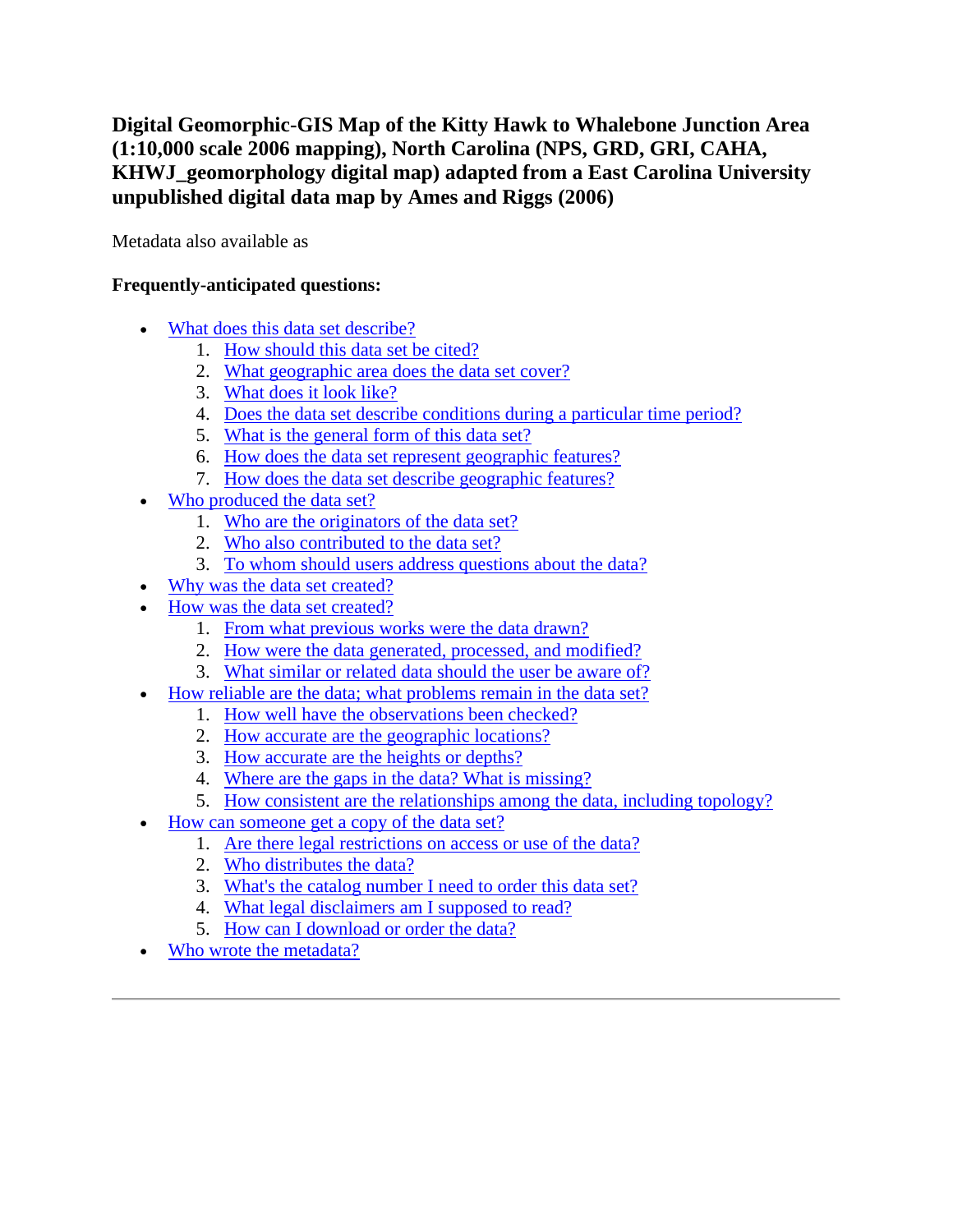# Digital Geomorphic-GIS Map of the Kitty Hawk to Whalebone Junction Area (1:10,000 scale 2006 mapping), North Carolina (NPS, GRD, GRI, CAHA, KHWJ_geomorphology digital map) adapted from a East Carolina University unpublished digital data map by Ames and Riggs (2006)

Metadata also available as

**Frequently-anticipated questions:**

- What does this data set describe?
  1. How should this data set be cited?
  2. What geographic area does the data set cover?
  3. What does it look like?
  4. Does the data set describe conditions during a particular time period?
  5. What is the general form of this data set?
  6. How does the data set represent geographic features?
  7. How does the data set describe geographic features?
- Who produced the data set?
  1. Who are the originators of the data set?
  2. Who also contributed to the data set?
  3. To whom should users address questions about the data?
- Why was the data set created?
- How was the data set created?
  1. From what previous works were the data drawn?
  2. How were the data generated, processed, and modified?
  3. What similar or related data should the user be aware of?
- How reliable are the data; what problems remain in the data set?
  1. How well have the observations been checked?
  2. How accurate are the geographic locations?
  3. How accurate are the heights or depths?
  4. Where are the gaps in the data? What is missing?
  5. How consistent are the relationships among the data, including topology?
- How can someone get a copy of the data set?
  1. Are there legal restrictions on access or use of the data?
  2. Who distributes the data?
  3. What's the catalog number I need to order this data set?
  4. What legal disclaimers am I supposed to read?
  5. How can I download or order the data?
- Who wrote the metadata?

---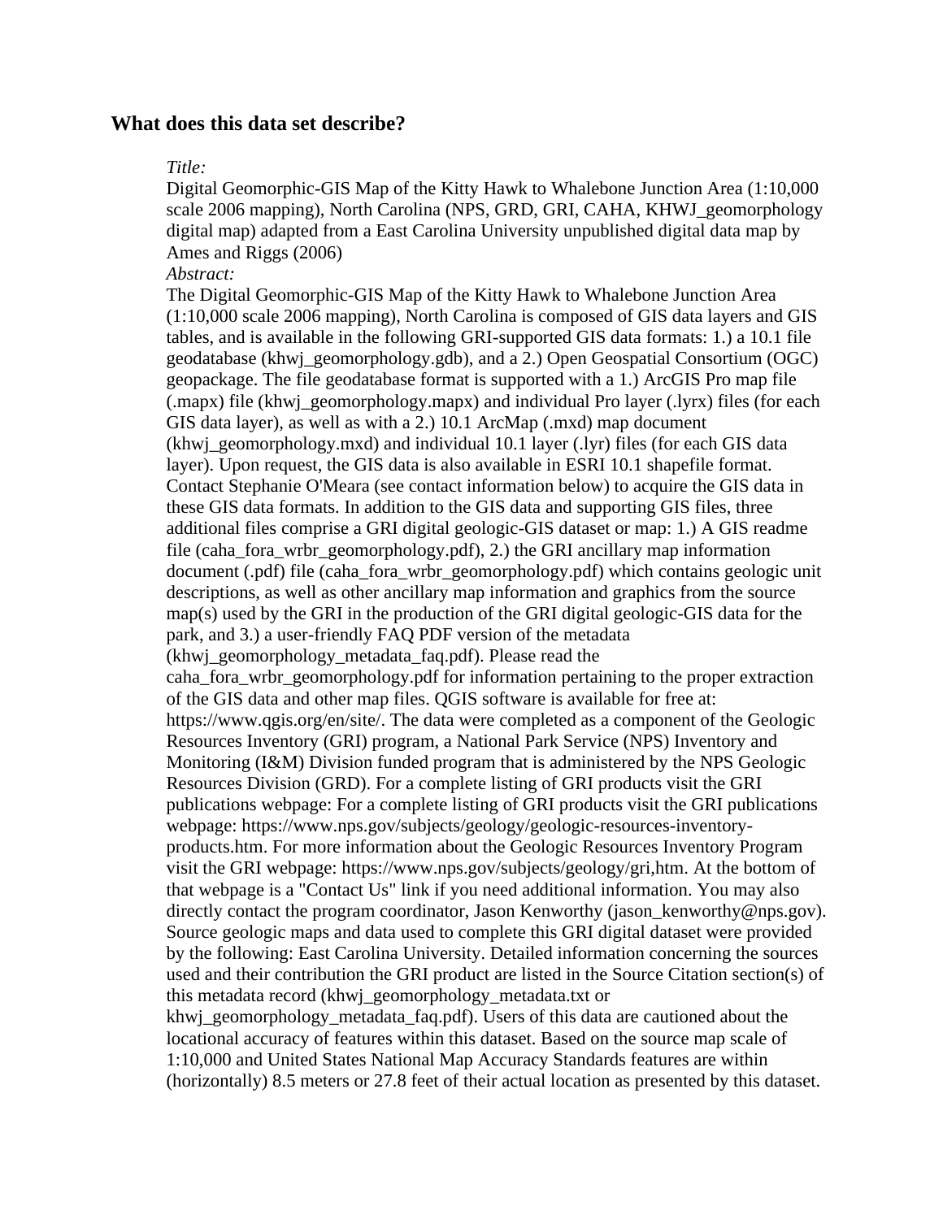## What does this data set describe?

*Title:*

Digital Geomorphic-GIS Map of the Kitty Hawk to Whalebone Junction Area (1:10,000 scale 2006 mapping), North Carolina (NPS, GRD, GRI, CAHA, KHWJ_geomorphology digital map) adapted from a East Carolina University unpublished digital data map by Ames and Riggs (2006)

*Abstract:*

The Digital Geomorphic-GIS Map of the Kitty Hawk to Whalebone Junction Area (1:10,000 scale 2006 mapping), North Carolina is composed of GIS data layers and GIS tables, and is available in the following GRI-supported GIS data formats: 1.) a 10.1 file geodatabase (khwj_geomorphology.gdb), and a 2.) Open Geospatial Consortium (OGC) geopackage. The file geodatabase format is supported with a 1.) ArcGIS Pro map file (.mapx) file (khwj_geomorphology.mapx) and individual Pro layer (.lyrx) files (for each GIS data layer), as well as with a 2.) 10.1 ArcMap (.mxd) map document (khwj_geomorphology.mxd) and individual 10.1 layer (.lyr) files (for each GIS data layer). Upon request, the GIS data is also available in ESRI 10.1 shapefile format. Contact Stephanie O'Meara (see contact information below) to acquire the GIS data in these GIS data formats. In addition to the GIS data and supporting GIS files, three additional files comprise a GRI digital geologic-GIS dataset or map: 1.) A GIS readme file (caha_fora_wrbr_geomorphology.pdf), 2.) the GRI ancillary map information document (.pdf) file (caha_fora_wrbr_geomorphology.pdf) which contains geologic unit descriptions, as well as other ancillary map information and graphics from the source map(s) used by the GRI in the production of the GRI digital geologic-GIS data for the park, and 3.) a user-friendly FAQ PDF version of the metadata (khwj_geomorphology_metadata_faq.pdf). Please read the caha_fora_wrbr_geomorphology.pdf for information pertaining to the proper extraction of the GIS data and other map files. QGIS software is available for free at: https://www.qgis.org/en/site/. The data were completed as a component of the Geologic Resources Inventory (GRI) program, a National Park Service (NPS) Inventory and Monitoring (I&M) Division funded program that is administered by the NPS Geologic Resources Division (GRD). For a complete listing of GRI products visit the GRI publications webpage: For a complete listing of GRI products visit the GRI publications webpage: https://www.nps.gov/subjects/geology/geologic-resources-inventory-products.htm. For more information about the Geologic Resources Inventory Program visit the GRI webpage: https://www.nps.gov/subjects/geology/gri,htm. At the bottom of that webpage is a "Contact Us" link if you need additional information. You may also directly contact the program coordinator, Jason Kenworthy (jason_kenworthy@nps.gov). Source geologic maps and data used to complete this GRI digital dataset were provided by the following: East Carolina University. Detailed information concerning the sources used and their contribution the GRI product are listed in the Source Citation section(s) of this metadata record (khwj_geomorphology_metadata.txt or khwj_geomorphology_metadata_faq.pdf). Users of this data are cautioned about the locational accuracy of features within this dataset. Based on the source map scale of 1:10,000 and United States National Map Accuracy Standards features are within (horizontally) 8.5 meters or 27.8 feet of their actual location as presented by this dataset.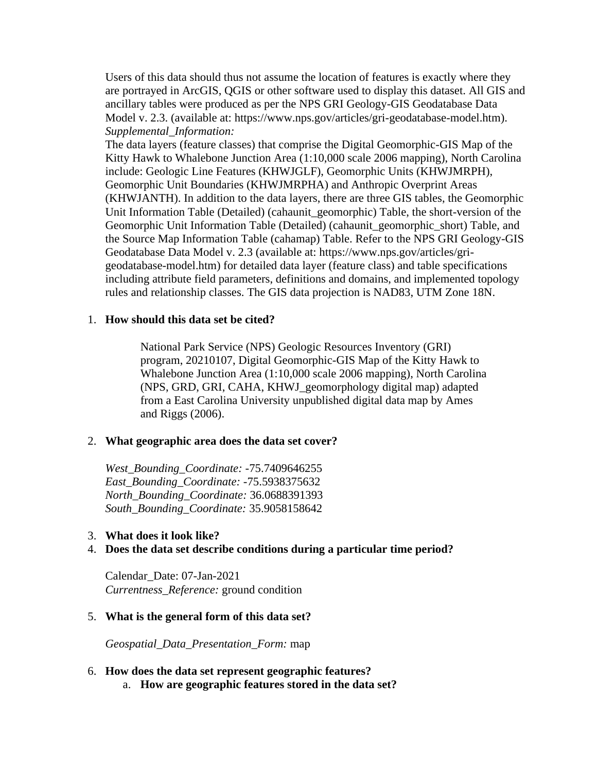Users of this data should thus not assume the location of features is exactly where they are portrayed in ArcGIS, QGIS or other software used to display this dataset. All GIS and ancillary tables were produced as per the NPS GRI Geology-GIS Geodatabase Data Model v. 2.3. (available at: https://www.nps.gov/articles/gri-geodatabase-model.htm).
*Supplemental_Information:*
The data layers (feature classes) that comprise the Digital Geomorphic-GIS Map of the Kitty Hawk to Whalebone Junction Area (1:10,000 scale 2006 mapping), North Carolina include: Geologic Line Features (KHWJGLF), Geomorphic Units (KHWJMRPH), Geomorphic Unit Boundaries (KHWJMRPHA) and Anthropic Overprint Areas (KHWJANTH). In addition to the data layers, there are three GIS tables, the Geomorphic Unit Information Table (Detailed) (cahaunit_geomorphic) Table, the short-version of the Geomorphic Unit Information Table (Detailed) (cahaunit_geomorphic_short) Table, and the Source Map Information Table (cahamap) Table. Refer to the NPS GRI Geology-GIS Geodatabase Data Model v. 2.3 (available at: https://www.nps.gov/articles/gri-geodatabase-model.htm) for detailed data layer (feature class) and table specifications including attribute field parameters, definitions and domains, and implemented topology rules and relationship classes. The GIS data projection is NAD83, UTM Zone 18N.

1. **How should this data set be cited?**

   National Park Service (NPS) Geologic Resources Inventory (GRI) program, 20210107, Digital Geomorphic-GIS Map of the Kitty Hawk to Whalebone Junction Area (1:10,000 scale 2006 mapping), North Carolina (NPS, GRD, GRI, CAHA, KHWJ_geomorphology digital map) adapted from a East Carolina University unpublished digital data map by Ames and Riggs (2006).

2. **What geographic area does the data set cover?**

   *West_Bounding_Coordinate:* -75.7409646255
   *East_Bounding_Coordinate:* -75.5938375632
   *North_Bounding_Coordinate:* 36.0688391393
   *South_Bounding_Coordinate:* 35.9058158642

3. **What does it look like?**
4. **Does the data set describe conditions during a particular time period?**

   Calendar_Date: 07-Jan-2021
   *Currentness_Reference:* ground condition

5. **What is the general form of this data set?**

   *Geospatial_Data_Presentation_Form:* map

6. **How does the data set represent geographic features?**
   a. **How are geographic features stored in the data set?**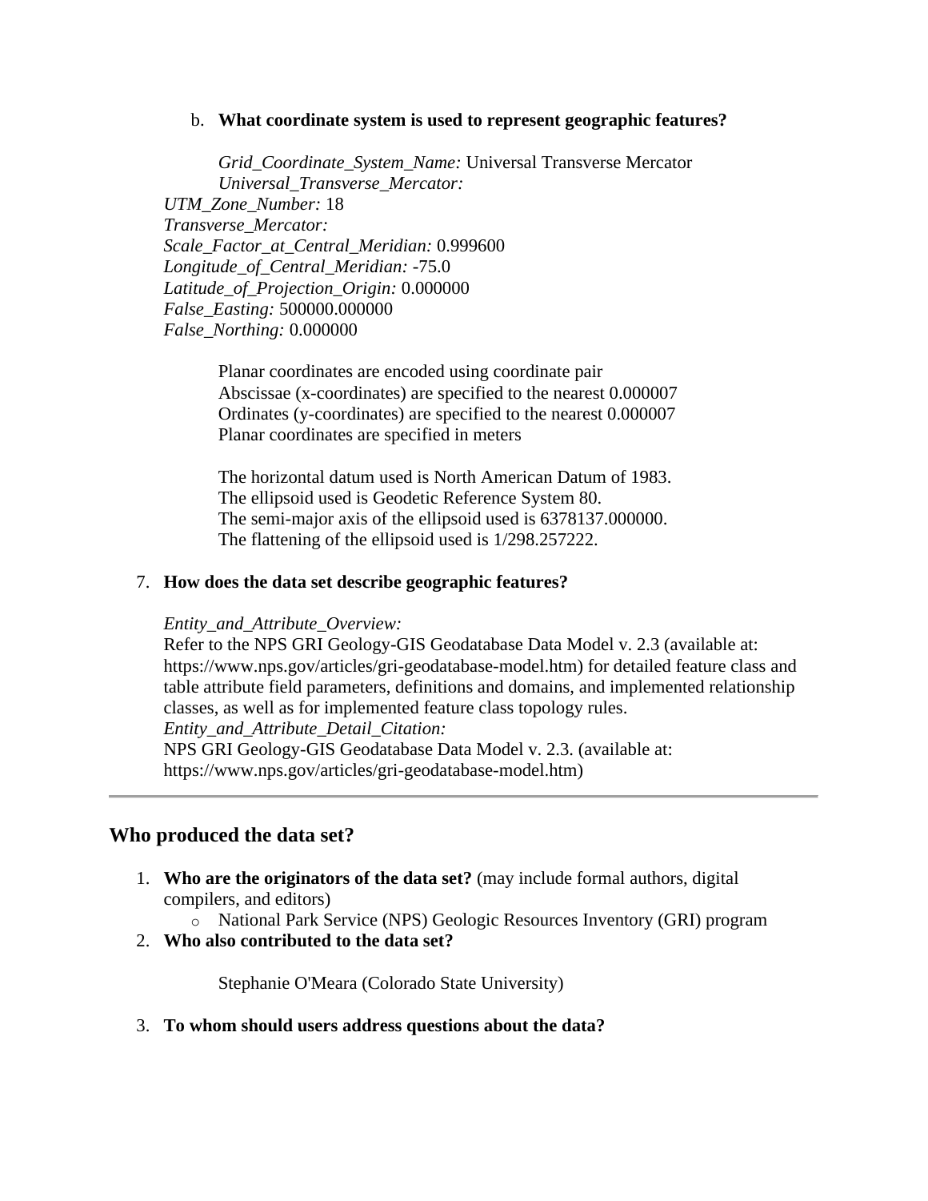b. **What coordinate system is used to represent geographic features?**

   *Grid_Coordinate_System_Name:* Universal Transverse Mercator
   *Universal_Transverse_Mercator:*
   *UTM_Zone_Number:* 18
   *Transverse_Mercator:*
   *Scale_Factor_at_Central_Meridian:* 0.999600
   *Longitude_of_Central_Meridian:* -75.0
   *Latitude_of_Projection_Origin:* 0.000000
   *False_Easting:* 500000.000000
   *False_Northing:* 0.000000

   Planar coordinates are encoded using coordinate pair
   Abscissae (x-coordinates) are specified to the nearest 0.000007
   Ordinates (y-coordinates) are specified to the nearest 0.000007
   Planar coordinates are specified in meters

   The horizontal datum used is North American Datum of 1983.
   The ellipsoid used is Geodetic Reference System 80.
   The semi-major axis of the ellipsoid used is 6378137.000000.
   The flattening of the ellipsoid used is 1/298.257222.

7. **How does the data set describe geographic features?**

   *Entity_and_Attribute_Overview:*
   Refer to the NPS GRI Geology-GIS Geodatabase Data Model v. 2.3 (available at: https://www.nps.gov/articles/gri-geodatabase-model.htm) for detailed feature class and table attribute field parameters, definitions and domains, and implemented relationship classes, as well as for implemented feature class topology rules.
   *Entity_and_Attribute_Detail_Citation:*
   NPS GRI Geology-GIS Geodatabase Data Model v. 2.3. (available at: https://www.nps.gov/articles/gri-geodatabase-model.htm)

---

## Who produced the data set?

1. **Who are the originators of the data set?** (may include formal authors, digital compilers, and editors)
   - National Park Service (NPS) Geologic Resources Inventory (GRI) program
2. **Who also contributed to the data set?**

   Stephanie O'Meara (Colorado State University)

3. **To whom should users address questions about the data?**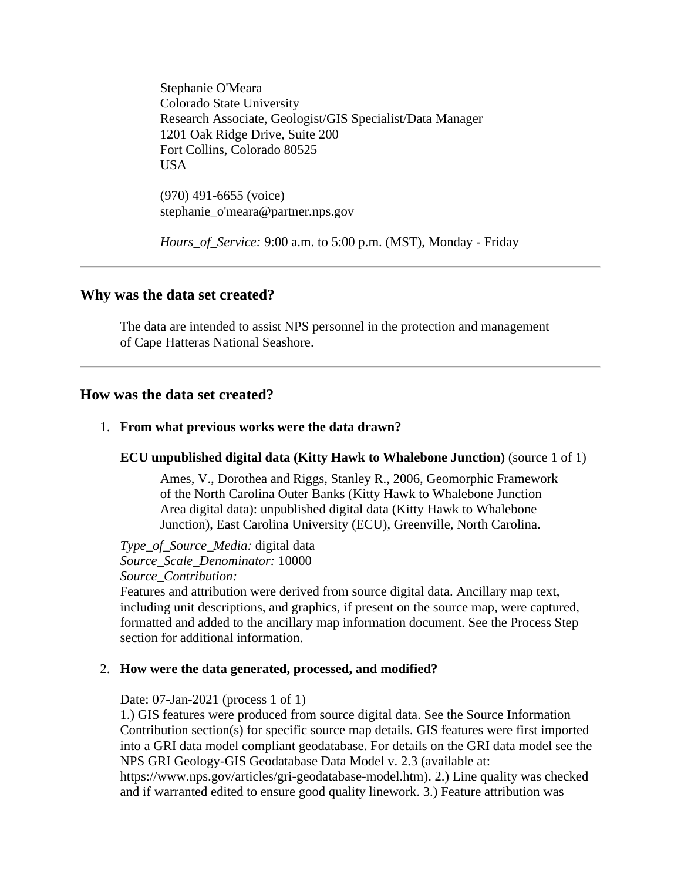Stephanie O'Meara
Colorado State University
Research Associate, Geologist/GIS Specialist/Data Manager
1201 Oak Ridge Drive, Suite 200
Fort Collins, Colorado 80525
USA

(970) 491-6655 (voice)
stephanie_o'meara@partner.nps.gov

*Hours_of_Service:* 9:00 a.m. to 5:00 p.m. (MST), Monday - Friday

---

## Why was the data set created?

The data are intended to assist NPS personnel in the protection and management of Cape Hatteras National Seashore.

---

## How was the data set created?

1. **From what previous works were the data drawn?**

   **ECU unpublished digital data (Kitty Hawk to Whalebone Junction)** (source 1 of 1)

   Ames, V., Dorothea and Riggs, Stanley R., 2006, Geomorphic Framework of the North Carolina Outer Banks (Kitty Hawk to Whalebone Junction Area digital data): unpublished digital data (Kitty Hawk to Whalebone Junction), East Carolina University (ECU), Greenville, North Carolina.

   *Type_of_Source_Media:* digital data
   *Source_Scale_Denominator:* 10000
   *Source_Contribution:*
   Features and attribution were derived from source digital data. Ancillary map text, including unit descriptions, and graphics, if present on the source map, were captured, formatted and added to the ancillary map information document. See the Process Step section for additional information.

2. **How were the data generated, processed, and modified?**

   Date: 07-Jan-2021 (process 1 of 1)
   1.) GIS features were produced from source digital data. See the Source Information Contribution section(s) for specific source map details. GIS features were first imported into a GRI data model compliant geodatabase. For details on the GRI data model see the NPS GRI Geology-GIS Geodatabase Data Model v. 2.3 (available at: https://www.nps.gov/articles/gri-geodatabase-model.htm). 2.) Line quality was checked and if warranted edited to ensure good quality linework. 3.) Feature attribution was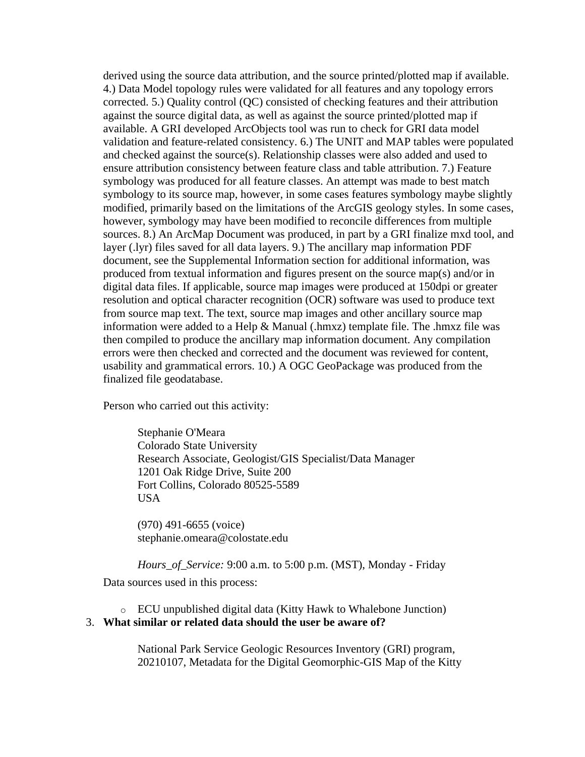derived using the source data attribution, and the source printed/plotted map if available. 4.) Data Model topology rules were validated for all features and any topology errors corrected. 5.) Quality control (QC) consisted of checking features and their attribution against the source digital data, as well as against the source printed/plotted map if available. A GRI developed ArcObjects tool was run to check for GRI data model validation and feature-related consistency. 6.) The UNIT and MAP tables were populated and checked against the source(s). Relationship classes were also added and used to ensure attribution consistency between feature class and table attribution. 7.) Feature symbology was produced for all feature classes. An attempt was made to best match symbology to its source map, however, in some cases features symbology maybe slightly modified, primarily based on the limitations of the ArcGIS geology styles. In some cases, however, symbology may have been modified to reconcile differences from multiple sources. 8.) An ArcMap Document was produced, in part by a GRI finalize mxd tool, and layer (.lyr) files saved for all data layers. 9.) The ancillary map information PDF document, see the Supplemental Information section for additional information, was produced from textual information and figures present on the source map(s) and/or in digital data files. If applicable, source map images were produced at 150dpi or greater resolution and optical character recognition (OCR) software was used to produce text from source map text. The text, source map images and other ancillary source map information were added to a Help & Manual (.hmxz) template file. The .hmxz file was then compiled to produce the ancillary map information document. Any compilation errors were then checked and corrected and the document was reviewed for content, usability and grammatical errors. 10.) A OGC GeoPackage was produced from the finalized file geodatabase.

Person who carried out this activity:

> Stephanie O'Meara
> Colorado State University
> Research Associate, Geologist/GIS Specialist/Data Manager
> 1201 Oak Ridge Drive, Suite 200
> Fort Collins, Colorado 80525-5589
> USA
>
> (970) 491-6655 (voice)
> stephanie.omeara@colostate.edu
>
> *Hours_of_Service:* 9:00 a.m. to 5:00 p.m. (MST), Monday - Friday

Data sources used in this process:

- ECU unpublished digital data (Kitty Hawk to Whalebone Junction)

3. **What similar or related data should the user be aware of?**

> National Park Service Geologic Resources Inventory (GRI) program, 20210107, Metadata for the Digital Geomorphic-GIS Map of the Kitty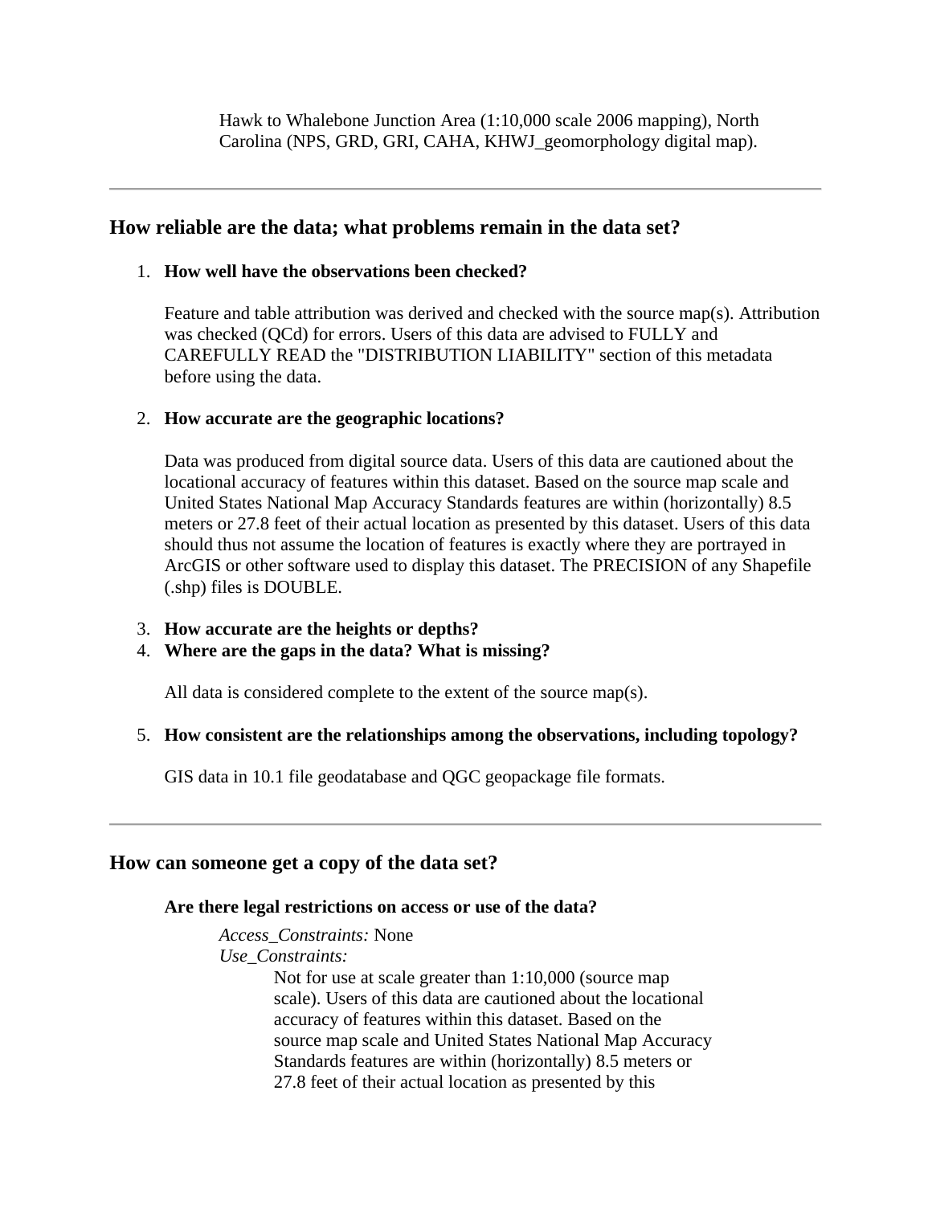Hawk to Whalebone Junction Area (1:10,000 scale 2006 mapping), North Carolina (NPS, GRD, GRI, CAHA, KHWJ_geomorphology digital map).

---

## How reliable are the data; what problems remain in the data set?

1. **How well have the observations been checked?**

   Feature and table attribution was derived and checked with the source map(s). Attribution was checked (QCd) for errors. Users of this data are advised to FULLY and CAREFULLY READ the "DISTRIBUTION LIABILITY" section of this metadata before using the data.

2. **How accurate are the geographic locations?**

   Data was produced from digital source data. Users of this data are cautioned about the locational accuracy of features within this dataset. Based on the source map scale and United States National Map Accuracy Standards features are within (horizontally) 8.5 meters or 27.8 feet of their actual location as presented by this dataset. Users of this data should thus not assume the location of features is exactly where they are portrayed in ArcGIS or other software used to display this dataset. The PRECISION of any Shapefile (.shp) files is DOUBLE.

3. **How accurate are the heights or depths?**
4. **Where are the gaps in the data? What is missing?**

   All data is considered complete to the extent of the source map(s).

5. **How consistent are the relationships among the observations, including topology?**

   GIS data in 10.1 file geodatabase and QGC geopackage file formats.

---

## How can someone get a copy of the data set?

**Are there legal restrictions on access or use of the data?**

*Access_Constraints:* None
*Use_Constraints:*
Not for use at scale greater than 1:10,000 (source map scale). Users of this data are cautioned about the locational accuracy of features within this dataset. Based on the source map scale and United States National Map Accuracy Standards features are within (horizontally) 8.5 meters or 27.8 feet of their actual location as presented by this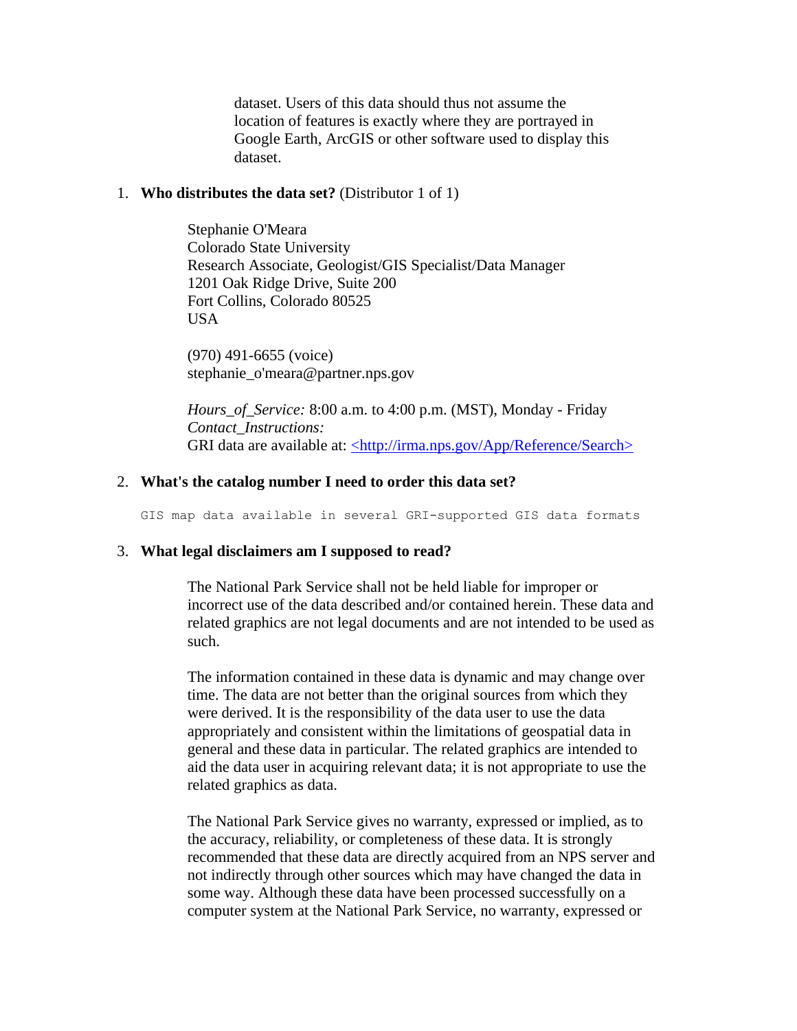dataset. Users of this data should thus not assume the location of features is exactly where they are portrayed in Google Earth, ArcGIS or other software used to display this dataset.

1. **Who distributes the data set?** (Distributor 1 of 1)

   Stephanie O'Meara
   Colorado State University
   Research Associate, Geologist/GIS Specialist/Data Manager
   1201 Oak Ridge Drive, Suite 200
   Fort Collins, Colorado 80525
   USA

   (970) 491-6655 (voice)
   stephanie_o'meara@partner.nps.gov

   *Hours_of_Service:* 8:00 a.m. to 4:00 p.m. (MST), Monday - Friday
   *Contact_Instructions:*
   GRI data are available at: <http://irma.nps.gov/App/Reference/Search>

2. **What's the catalog number I need to order this data set?**

   ```
   GIS map data available in several GRI-supported GIS data formats
   ```

3. **What legal disclaimers am I supposed to read?**

   The National Park Service shall not be held liable for improper or incorrect use of the data described and/or contained herein. These data and related graphics are not legal documents and are not intended to be used as such.

   The information contained in these data is dynamic and may change over time. The data are not better than the original sources from which they were derived. It is the responsibility of the data user to use the data appropriately and consistent within the limitations of geospatial data in general and these data in particular. The related graphics are intended to aid the data user in acquiring relevant data; it is not appropriate to use the related graphics as data.

   The National Park Service gives no warranty, expressed or implied, as to the accuracy, reliability, or completeness of these data. It is strongly recommended that these data are directly acquired from an NPS server and not indirectly through other sources which may have changed the data in some way. Although these data have been processed successfully on a computer system at the National Park Service, no warranty, expressed or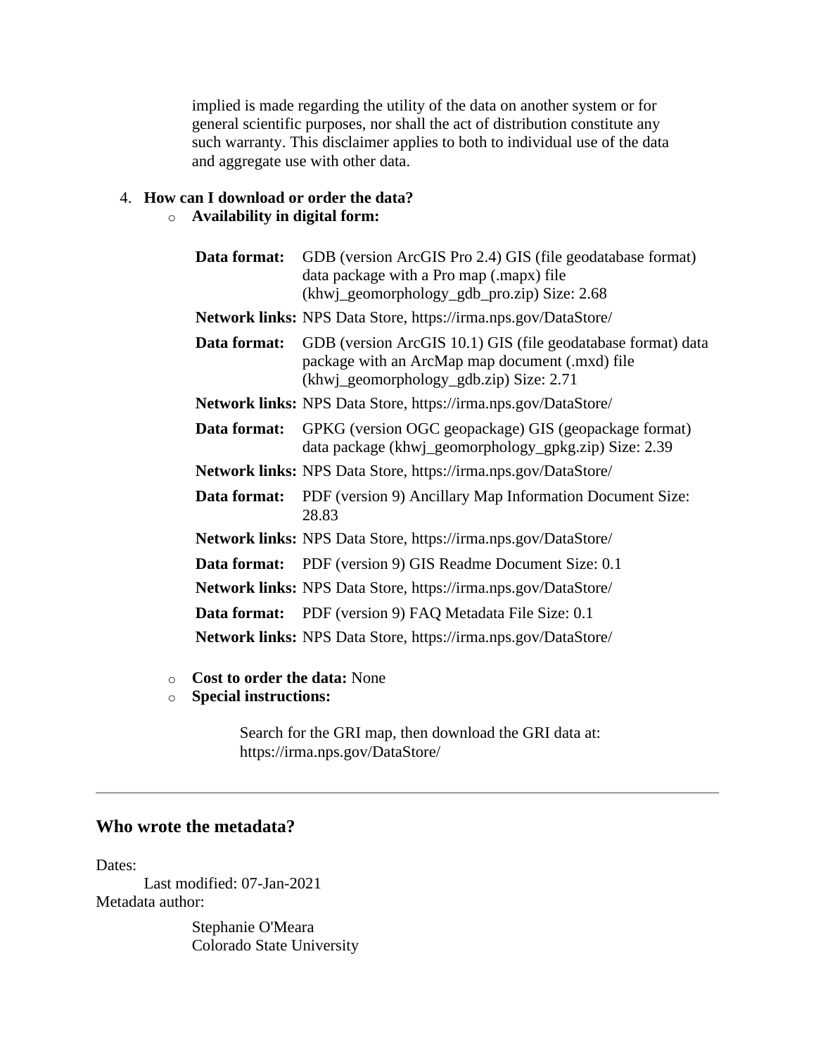implied is made regarding the utility of the data on another system or for general scientific purposes, nor shall the act of distribution constitute any such warranty. This disclaimer applies to both to individual use of the data and aggregate use with other data.

4. **How can I download or order the data?**
   - **Availability in digital form:**

| | |
|---|---|
| **Data format:** | GDB (version ArcGIS Pro 2.4) GIS (file geodatabase format) data package with a Pro map (.mapx) file (khwj_geomorphology_gdb_pro.zip) Size: 2.68 |
| **Network links:** | NPS Data Store, https://irma.nps.gov/DataStore/ |
| **Data format:** | GDB (version ArcGIS 10.1) GIS (file geodatabase format) data package with an ArcMap map document (.mxd) file (khwj_geomorphology_gdb.zip) Size: 2.71 |
| **Network links:** | NPS Data Store, https://irma.nps.gov/DataStore/ |
| **Data format:** | GPKG (version OGC geopackage) GIS (geopackage format) data package (khwj_geomorphology_gpkg.zip) Size: 2.39 |
| **Network links:** | NPS Data Store, https://irma.nps.gov/DataStore/ |
| **Data format:** | PDF (version 9) Ancillary Map Information Document Size: 28.83 |
| **Network links:** | NPS Data Store, https://irma.nps.gov/DataStore/ |
| **Data format:** | PDF (version 9) GIS Readme Document Size: 0.1 |
| **Network links:** | NPS Data Store, https://irma.nps.gov/DataStore/ |
| **Data format:** | PDF (version 9) FAQ Metadata File Size: 0.1 |
| **Network links:** | NPS Data Store, https://irma.nps.gov/DataStore/ |

   - **Cost to order the data:** None
   - **Special instructions:**

     Search for the GRI map, then download the GRI data at: https://irma.nps.gov/DataStore/

---

## Who wrote the metadata?

Dates:
  Last modified: 07-Jan-2021

Metadata author:

  Stephanie O'Meara
  Colorado State University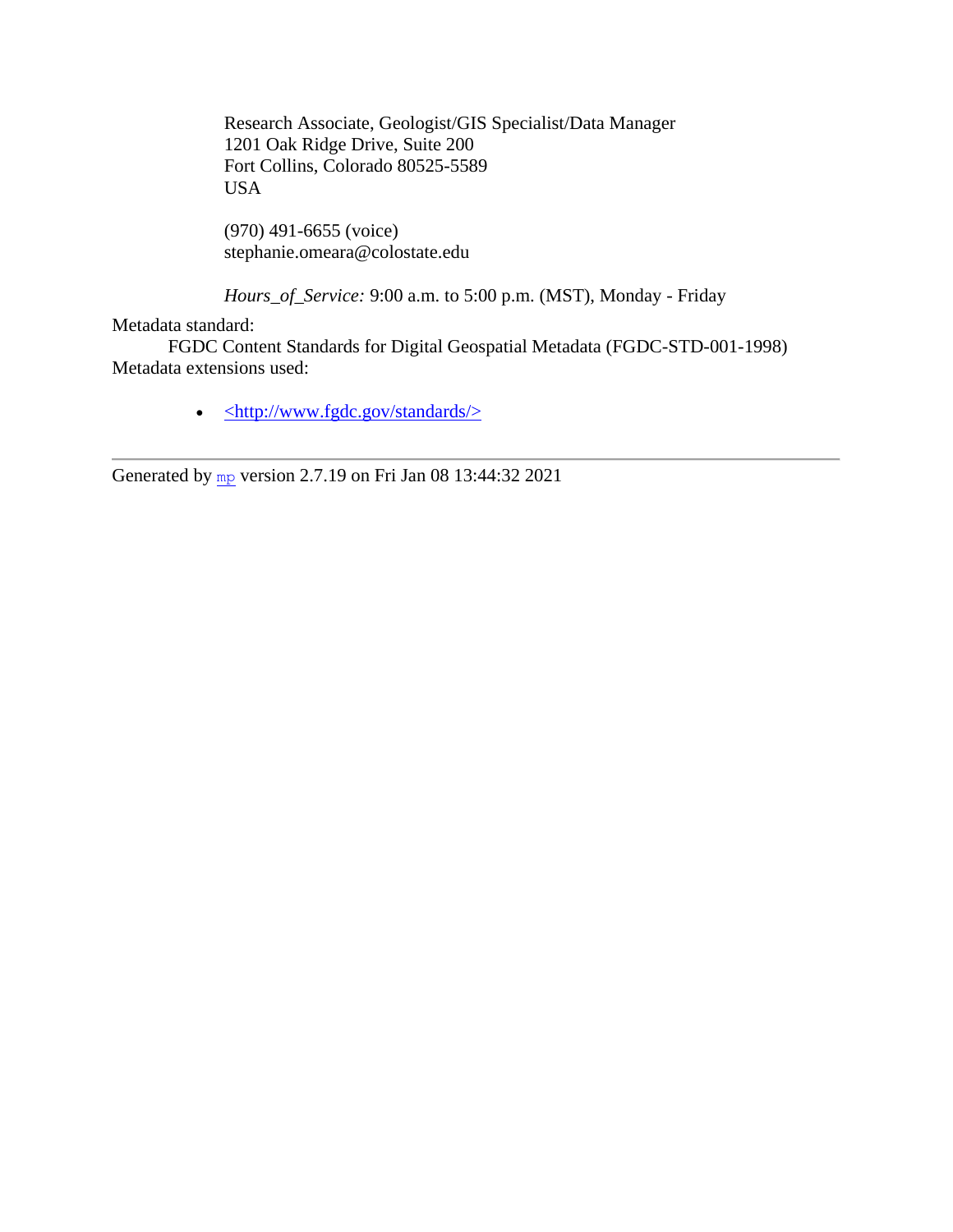Research Associate, Geologist/GIS Specialist/Data Manager
1201 Oak Ridge Drive, Suite 200
Fort Collins, Colorado 80525-5589
USA

(970) 491-6655 (voice)
stephanie.omeara@colostate.edu

*Hours_of_Service:* 9:00 a.m. to 5:00 p.m. (MST), Monday - Friday

Metadata standard:
FGDC Content Standards for Digital Geospatial Metadata (FGDC-STD-001-1998)
Metadata extensions used:

- <http://www.fgdc.gov/standards/>

---

Generated by mp version 2.7.19 on Fri Jan 08 13:44:32 2021